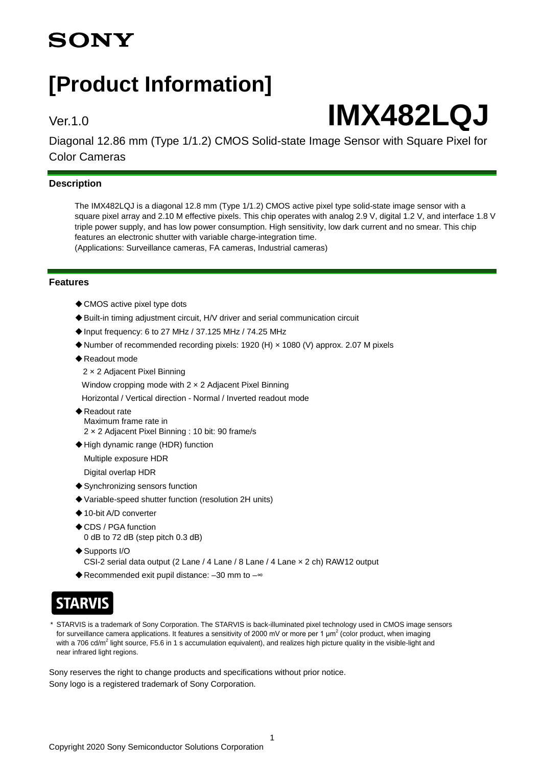SONY

# [Product Information]

Ver.1.0

# IMX482LQJ

Diagonal 12.86 mm (Type 1/1.2) CMOS Solid-state Image Sensor with Square Pixel for Color Cameras

## Description

The IMX482LQJ is a diagonal 12.8 mm (Type 1/1.2) CMOS active pixel type solid-state image sensor with a square pixel array and 2.10 M effective pixels. This chip operates with analog 2.9 V, digital 1.2 V, and interface 1.8 V triple power supply, and has low power consumption. High sensitivity, low dark current and no smear. This chip features an electronic shutter with variable charge-integration time.
(Applications: Surveillance cameras, FA cameras, Industrial cameras)

## Features

- ◆CMOS active pixel type dots
- ◆Built-in timing adjustment circuit, H/V driver and serial communication circuit
- ◆Input frequency: 6 to 27 MHz / 37.125 MHz / 74.25 MHz
- ◆Number of recommended recording pixels: 1920 (H) × 1080 (V) approx. 2.07 M pixels
- ◆Readout mode
  2 × 2 Adjacent Pixel Binning
  Window cropping mode with 2 × 2 Adjacent Pixel Binning
  Horizontal / Vertical direction - Normal / Inverted readout mode
- ◆Readout rate
  Maximum frame rate in
  2 × 2 Adjacent Pixel Binning : 10 bit: 90 frame/s
- ◆High dynamic range (HDR) function
  Multiple exposure HDR
  Digital overlap HDR
- ◆Synchronizing sensors function
- ◆Variable-speed shutter function (resolution 2H units)
- ◆10-bit A/D converter
- ◆CDS / PGA function
  0 dB to 72 dB (step pitch 0.3 dB)
- ◆Supports I/O
  CSI-2 serial data output (2 Lane / 4 Lane / 8 Lane / 4 Lane × 2 ch) RAW12 output
- ◆Recommended exit pupil distance: –30 mm to –∞

**STARVIS**

\* STARVIS is a trademark of Sony Corporation. The STARVIS is back-illuminated pixel technology used in CMOS image sensors for surveillance camera applications. It features a sensitivity of 2000 mV or more per 1 μm$^2$ (color product, when imaging with a 706 cd/m$^2$ light source, F5.6 in 1 s accumulation equivalent), and realizes high picture quality in the visible-light and near infrared light regions.

Sony reserves the right to change products and specifications without prior notice.
Sony logo is a registered trademark of Sony Corporation.

Copyright 2020 Sony Semiconductor Solutions Corporation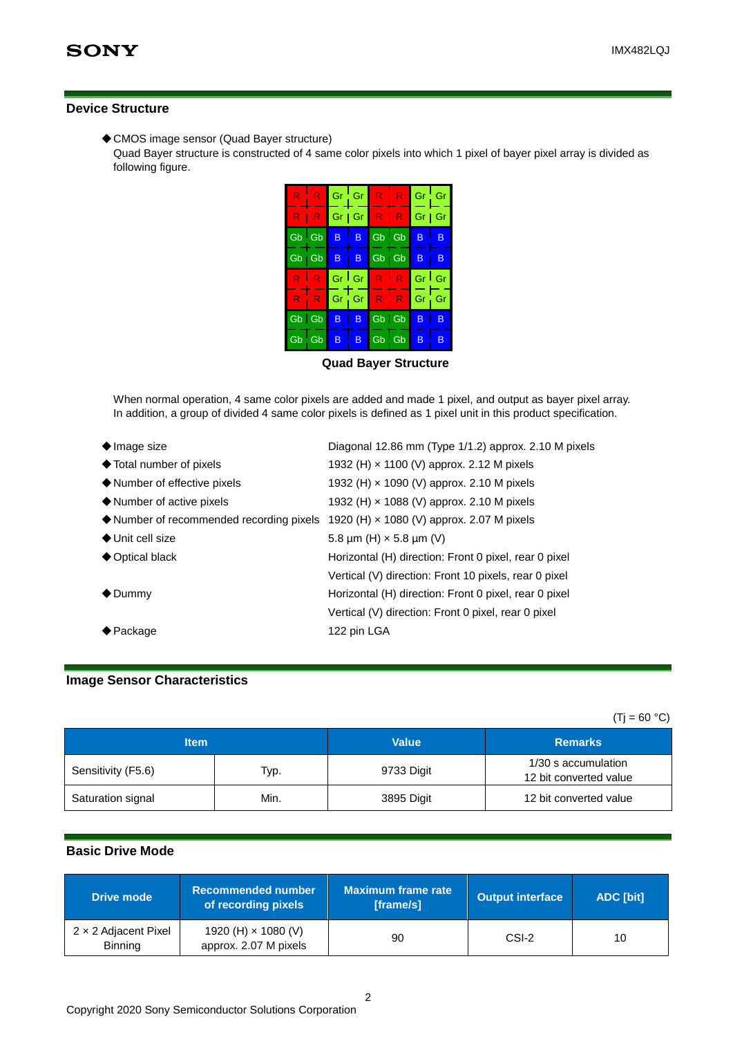## Device Structure

- CMOS image sensor (Quad Bayer structure)
  Quad Bayer structure is constructed of 4 same color pixels into which 1 pixel of bayer pixel array is divided as following figure.

**Quad Bayer Structure**

When normal operation, 4 same color pixels are added and made 1 pixel, and output as bayer pixel array.
In addition, a group of divided 4 same color pixels is defined as 1 pixel unit in this product specification.

| | |
|---|---|
| ◆Image size | Diagonal 12.86 mm (Type 1/1.2) approx. 2.10 M pixels |
| ◆Total number of pixels | 1932 (H) × 1100 (V) approx. 2.12 M pixels |
| ◆Number of effective pixels | 1932 (H) × 1090 (V) approx. 2.10 M pixels |
| ◆Number of active pixels | 1932 (H) × 1088 (V) approx. 2.10 M pixels |
| ◆Number of recommended recording pixels | 1920 (H) × 1080 (V) approx. 2.07 M pixels |
| ◆Unit cell size | 5.8 µm (H) × 5.8 µm (V) |
| ◆Optical black | Horizontal (H) direction: Front 0 pixel, rear 0 pixel<br>Vertical (V) direction: Front 10 pixels, rear 0 pixel |
| ◆Dummy | Horizontal (H) direction: Front 0 pixel, rear 0 pixel<br>Vertical (V) direction: Front 0 pixel, rear 0 pixel |
| ◆Package | 122 pin LGA |

## Image Sensor Characteristics

(Tj = 60 °C)

| Item | | Value | Remarks |
|---|---|---|---|
| Sensitivity (F5.6) | Typ. | 9733 Digit | 1/30 s accumulation<br>12 bit converted value |
| Saturation signal | Min. | 3895 Digit | 12 bit converted value |

## Basic Drive Mode

| Drive mode | Recommended number of recording pixels | Maximum frame rate [frame/s] | Output interface | ADC [bit] |
|---|---|---|---|---|
| 2 × 2 Adjacent Pixel Binning | 1920 (H) × 1080 (V)<br>approx. 2.07 M pixels | 90 | CSI-2 | 10 |